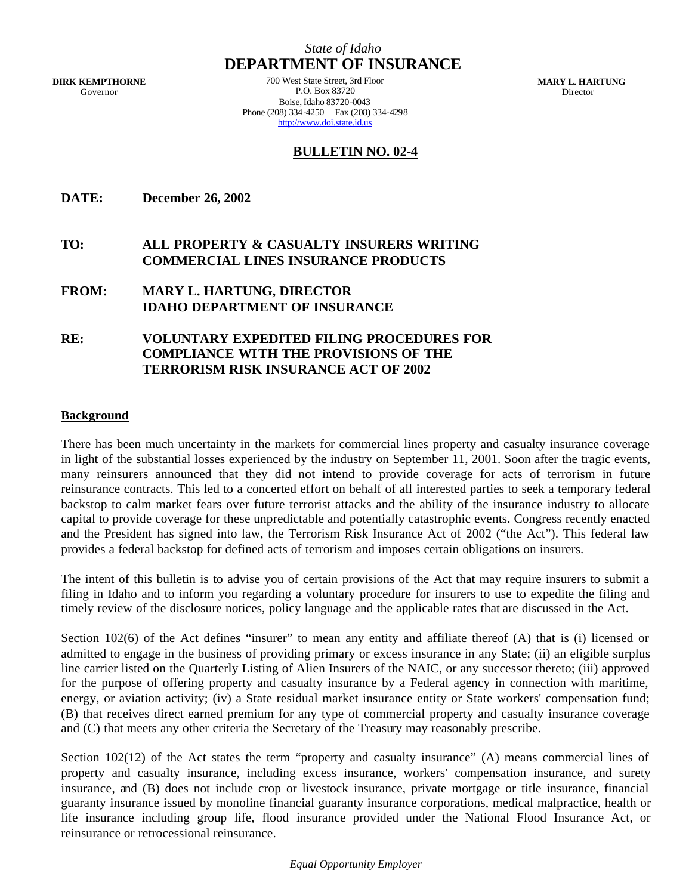*State of Idaho*

# DEPARTMENT OF INSURANCE

**DIRK KEMPTHORNE**
Governor

700 West State Street, 3rd Floor
P.O. Box 83720
Boise, Idaho 83720-0043
Phone (208) 334-4250 Fax (208) 334-4298
http://www.doi.state.id.us

**MARY L. HARTUNG**
Director

## BULLETIN NO. 02-4

**DATE:** **December 26, 2002**

**TO:** **ALL PROPERTY & CASUALTY INSURERS WRITING COMMERCIAL LINES INSURANCE PRODUCTS**

**FROM:** **MARY L. HARTUNG, DIRECTOR IDAHO DEPARTMENT OF INSURANCE**

**RE:** **VOLUNTARY EXPEDITED FILING PROCEDURES FOR COMPLIANCE WITH THE PROVISIONS OF THE TERRORISM RISK INSURANCE ACT OF 2002**

### Background

There has been much uncertainty in the markets for commercial lines property and casualty insurance coverage in light of the substantial losses experienced by the industry on September 11, 2001. Soon after the tragic events, many reinsurers announced that they did not intend to provide coverage for acts of terrorism in future reinsurance contracts. This led to a concerted effort on behalf of all interested parties to seek a temporary federal backstop to calm market fears over future terrorist attacks and the ability of the insurance industry to allocate capital to provide coverage for these unpredictable and potentially catastrophic events. Congress recently enacted and the President has signed into law, the Terrorism Risk Insurance Act of 2002 ("the Act"). This federal law provides a federal backstop for defined acts of terrorism and imposes certain obligations on insurers.

The intent of this bulletin is to advise you of certain provisions of the Act that may require insurers to submit a filing in Idaho and to inform you regarding a voluntary procedure for insurers to use to expedite the filing and timely review of the disclosure notices, policy language and the applicable rates that are discussed in the Act.

Section 102(6) of the Act defines "insurer" to mean any entity and affiliate thereof (A) that is (i) licensed or admitted to engage in the business of providing primary or excess insurance in any State; (ii) an eligible surplus line carrier listed on the Quarterly Listing of Alien Insurers of the NAIC, or any successor thereto; (iii) approved for the purpose of offering property and casualty insurance by a Federal agency in connection with maritime, energy, or aviation activity; (iv) a State residual market insurance entity or State workers' compensation fund; (B) that receives direct earned premium for any type of commercial property and casualty insurance coverage and (C) that meets any other criteria the Secretary of the Treasury may reasonably prescribe.

Section 102(12) of the Act states the term "property and casualty insurance" (A) means commercial lines of property and casualty insurance, including excess insurance, workers' compensation insurance, and surety insurance, and (B) does not include crop or livestock insurance, private mortgage or title insurance, financial guaranty insurance issued by monoline financial guaranty insurance corporations, medical malpractice, health or life insurance including group life, flood insurance provided under the National Flood Insurance Act, or reinsurance or retrocessional reinsurance.

*Equal Opportunity Employer*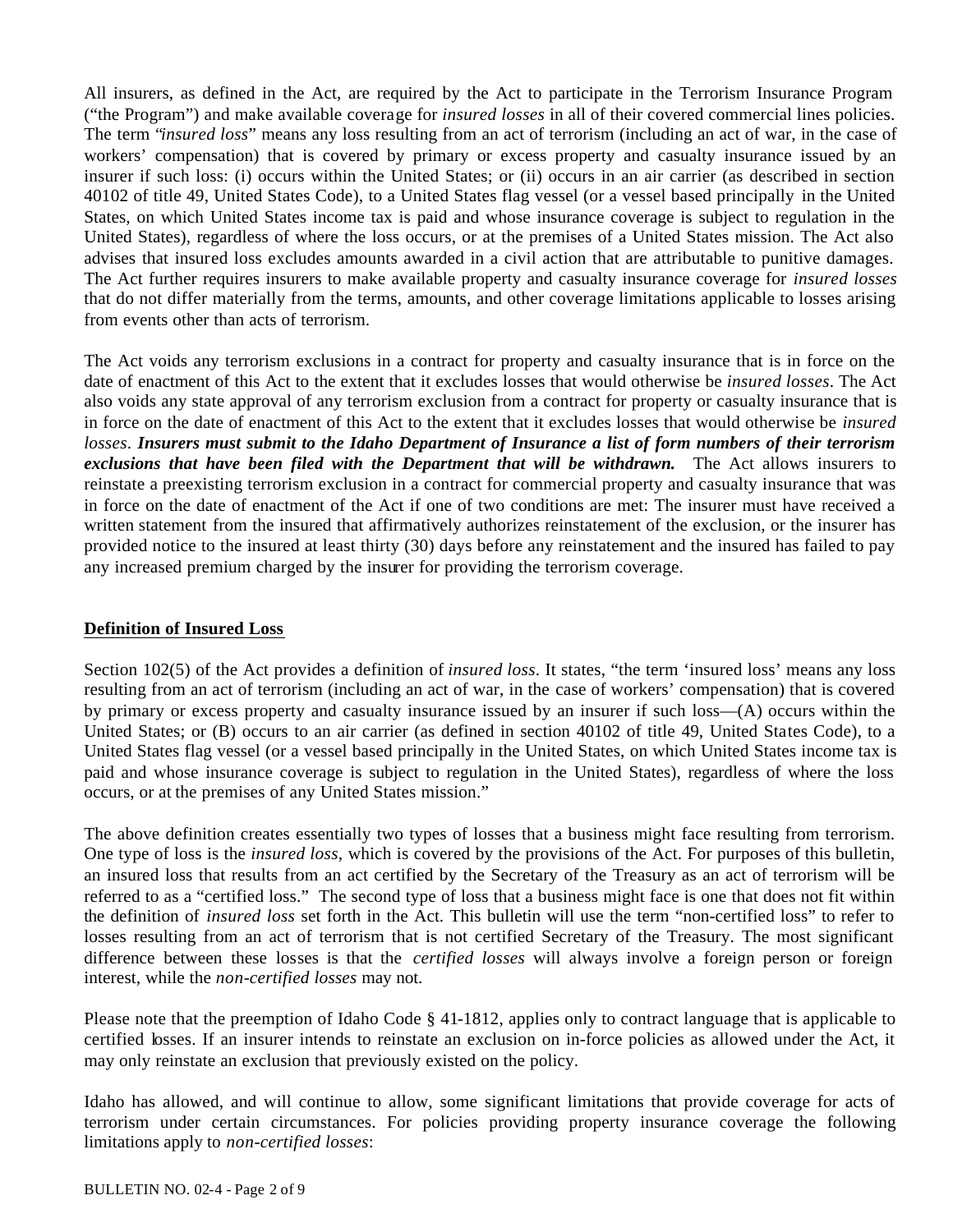All insurers, as defined in the Act, are required by the Act to participate in the Terrorism Insurance Program ("the Program") and make available coverage for *insured losses* in all of their covered commercial lines policies. The term "*insured loss*" means any loss resulting from an act of terrorism (including an act of war, in the case of workers' compensation) that is covered by primary or excess property and casualty insurance issued by an insurer if such loss: (i) occurs within the United States; or (ii) occurs in an air carrier (as described in section 40102 of title 49, United States Code), to a United States flag vessel (or a vessel based principally in the United States, on which United States income tax is paid and whose insurance coverage is subject to regulation in the United States), regardless of where the loss occurs, or at the premises of a United States mission. The Act also advises that insured loss excludes amounts awarded in a civil action that are attributable to punitive damages. The Act further requires insurers to make available property and casualty insurance coverage for *insured losses* that do not differ materially from the terms, amounts, and other coverage limitations applicable to losses arising from events other than acts of terrorism.

The Act voids any terrorism exclusions in a contract for property and casualty insurance that is in force on the date of enactment of this Act to the extent that it excludes losses that would otherwise be *insured losses*. The Act also voids any state approval of any terrorism exclusion from a contract for property or casualty insurance that is in force on the date of enactment of this Act to the extent that it excludes losses that would otherwise be *insured losses*. ***Insurers must submit to the Idaho Department of Insurance a list of form numbers of their terrorism exclusions that have been filed with the Department that will be withdrawn.*** The Act allows insurers to reinstate a preexisting terrorism exclusion in a contract for commercial property and casualty insurance that was in force on the date of enactment of the Act if one of two conditions are met: The insurer must have received a written statement from the insured that affirmatively authorizes reinstatement of the exclusion, or the insurer has provided notice to the insured at least thirty (30) days before any reinstatement and the insured has failed to pay any increased premium charged by the insurer for providing the terrorism coverage.

**Definition of Insured Loss**

Section 102(5) of the Act provides a definition of *insured loss*. It states, "the term 'insured loss' means any loss resulting from an act of terrorism (including an act of war, in the case of workers' compensation) that is covered by primary or excess property and casualty insurance issued by an insurer if such loss—(A) occurs within the United States; or (B) occurs to an air carrier (as defined in section 40102 of title 49, United States Code), to a United States flag vessel (or a vessel based principally in the United States, on which United States income tax is paid and whose insurance coverage is subject to regulation in the United States), regardless of where the loss occurs, or at the premises of any United States mission."

The above definition creates essentially two types of losses that a business might face resulting from terrorism. One type of loss is the *insured loss*, which is covered by the provisions of the Act. For purposes of this bulletin, an insured loss that results from an act certified by the Secretary of the Treasury as an act of terrorism will be referred to as a "certified loss." The second type of loss that a business might face is one that does not fit within the definition of *insured loss* set forth in the Act. This bulletin will use the term "non-certified loss" to refer to losses resulting from an act of terrorism that is not certified Secretary of the Treasury. The most significant difference between these losses is that the *certified losses* will always involve a foreign person or foreign interest, while the *non-certified losses* may not.

Please note that the preemption of Idaho Code § 41-1812, applies only to contract language that is applicable to certified losses. If an insurer intends to reinstate an exclusion on in-force policies as allowed under the Act, it may only reinstate an exclusion that previously existed on the policy.

Idaho has allowed, and will continue to allow, some significant limitations that provide coverage for acts of terrorism under certain circumstances. For policies providing property insurance coverage the following limitations apply to *non-certified losses*: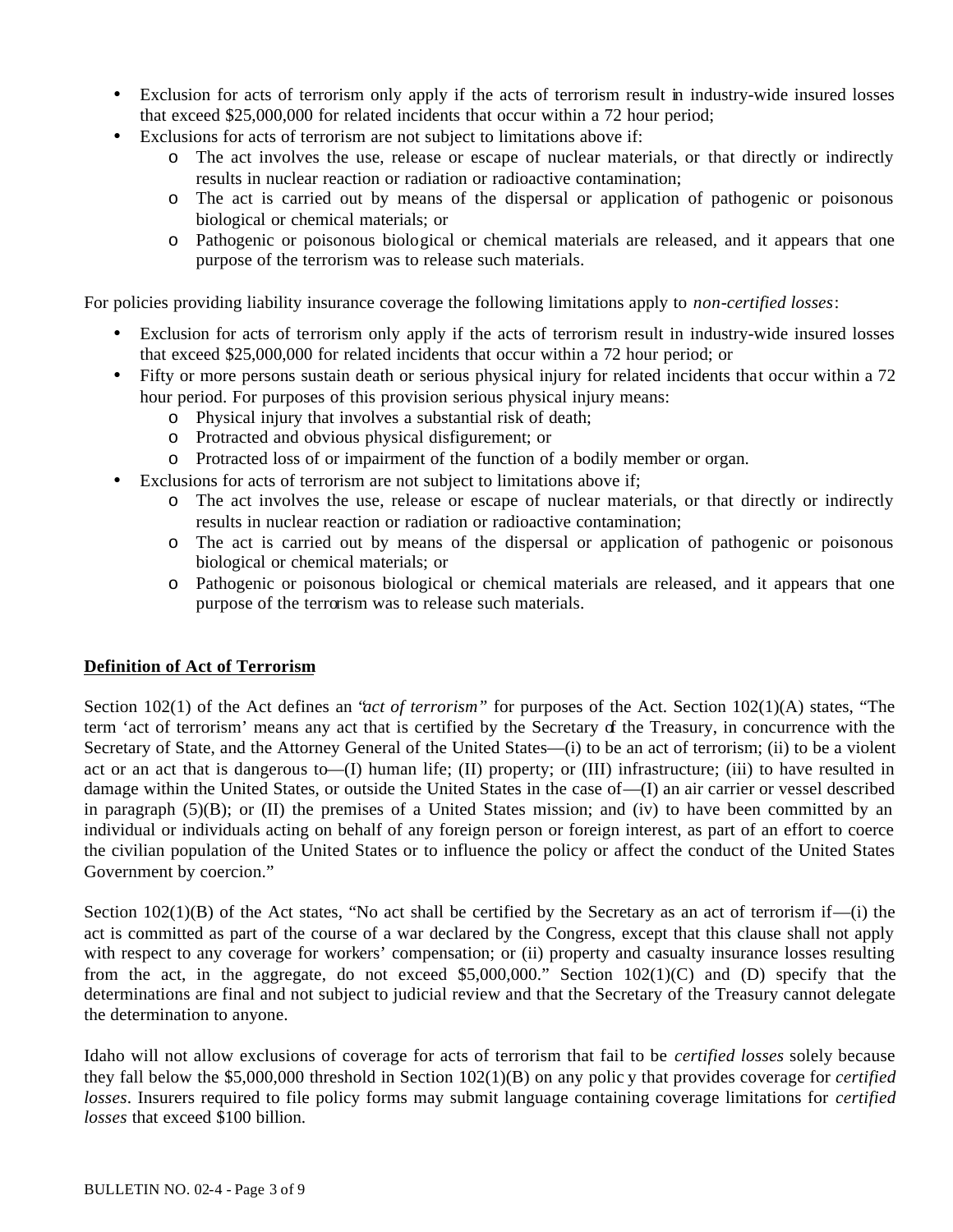- Exclusion for acts of terrorism only apply if the acts of terrorism result in industry-wide insured losses that exceed $25,000,000 for related incidents that occur within a 72 hour period;
- Exclusions for acts of terrorism are not subject to limitations above if:
  - The act involves the use, release or escape of nuclear materials, or that directly or indirectly results in nuclear reaction or radiation or radioactive contamination;
  - The act is carried out by means of the dispersal or application of pathogenic or poisonous biological or chemical materials; or
  - Pathogenic or poisonous biological or chemical materials are released, and it appears that one purpose of the terrorism was to release such materials.

For policies providing liability insurance coverage the following limitations apply to *non-certified losses*:

- Exclusion for acts of terrorism only apply if the acts of terrorism result in industry-wide insured losses that exceed $25,000,000 for related incidents that occur within a 72 hour period; or
- Fifty or more persons sustain death or serious physical injury for related incidents that occur within a 72 hour period. For purposes of this provision serious physical injury means:
  - Physical injury that involves a substantial risk of death;
  - Protracted and obvious physical disfigurement; or
  - Protracted loss of or impairment of the function of a bodily member or organ.
- Exclusions for acts of terrorism are not subject to limitations above if;
  - The act involves the use, release or escape of nuclear materials, or that directly or indirectly results in nuclear reaction or radiation or radioactive contamination;
  - The act is carried out by means of the dispersal or application of pathogenic or poisonous biological or chemical materials; or
  - Pathogenic or poisonous biological or chemical materials are released, and it appears that one purpose of the terrorism was to release such materials.

**Definition of Act of Terrorism**

Section 102(1) of the Act defines an "*act of terrorism*" for purposes of the Act. Section 102(1)(A) states, "The term 'act of terrorism' means any act that is certified by the Secretary of the Treasury, in concurrence with the Secretary of State, and the Attorney General of the United States—(i) to be an act of terrorism; (ii) to be a violent act or an act that is dangerous to—(I) human life; (II) property; or (III) infrastructure; (iii) to have resulted in damage within the United States, or outside the United States in the case of—(I) an air carrier or vessel described in paragraph (5)(B); or (II) the premises of a United States mission; and (iv) to have been committed by an individual or individuals acting on behalf of any foreign person or foreign interest, as part of an effort to coerce the civilian population of the United States or to influence the policy or affect the conduct of the United States Government by coercion."

Section 102(1)(B) of the Act states, "No act shall be certified by the Secretary as an act of terrorism if—(i) the act is committed as part of the course of a war declared by the Congress, except that this clause shall not apply with respect to any coverage for workers' compensation; or (ii) property and casualty insurance losses resulting from the act, in the aggregate, do not exceed $5,000,000." Section 102(1)(C) and (D) specify that the determinations are final and not subject to judicial review and that the Secretary of the Treasury cannot delegate the determination to anyone.

Idaho will not allow exclusions of coverage for acts of terrorism that fail to be *certified losses* solely because they fall below the $5,000,000 threshold in Section 102(1)(B) on any policy that provides coverage for *certified losses*. Insurers required to file policy forms may submit language containing coverage limitations for *certified losses* that exceed $100 billion.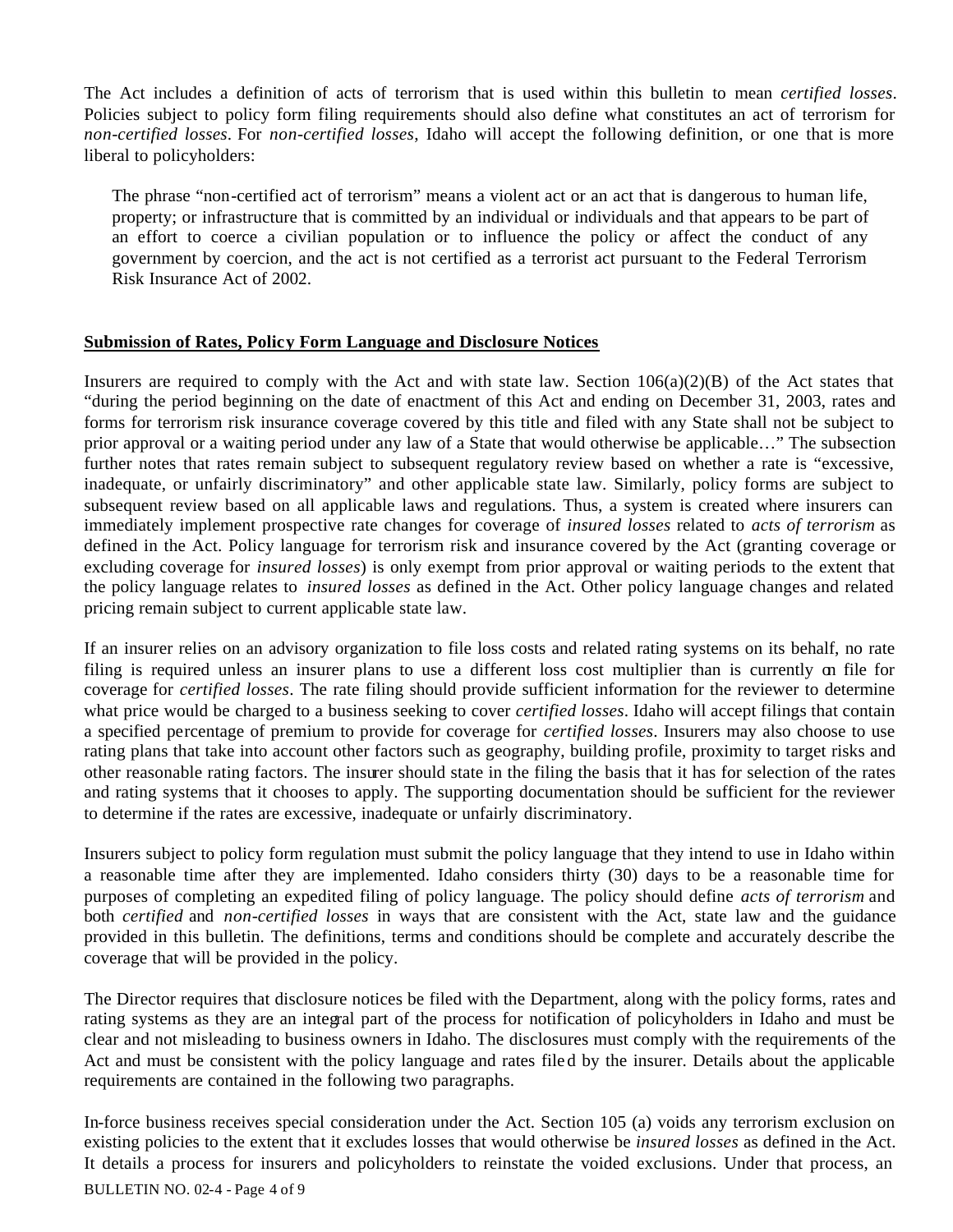The Act includes a definition of acts of terrorism that is used within this bulletin to mean *certified losses*. Policies subject to policy form filing requirements should also define what constitutes an act of terrorism for *non-certified losses*. For *non-certified losses*, Idaho will accept the following definition, or one that is more liberal to policyholders:

> The phrase "non-certified act of terrorism" means a violent act or an act that is dangerous to human life, property; or infrastructure that is committed by an individual or individuals and that appears to be part of an effort to coerce a civilian population or to influence the policy or affect the conduct of any government by coercion, and the act is not certified as a terrorist act pursuant to the Federal Terrorism Risk Insurance Act of 2002.

**Submission of Rates, Policy Form Language and Disclosure Notices**

Insurers are required to comply with the Act and with state law. Section 106(a)(2)(B) of the Act states that "during the period beginning on the date of enactment of this Act and ending on December 31, 2003, rates and forms for terrorism risk insurance coverage covered by this title and filed with any State shall not be subject to prior approval or a waiting period under any law of a State that would otherwise be applicable…" The subsection further notes that rates remain subject to subsequent regulatory review based on whether a rate is "excessive, inadequate, or unfairly discriminatory" and other applicable state law. Similarly, policy forms are subject to subsequent review based on all applicable laws and regulations. Thus, a system is created where insurers can immediately implement prospective rate changes for coverage of *insured losses* related to *acts of terrorism* as defined in the Act. Policy language for terrorism risk and insurance covered by the Act (granting coverage or excluding coverage for *insured losses*) is only exempt from prior approval or waiting periods to the extent that the policy language relates to *insured losses* as defined in the Act. Other policy language changes and related pricing remain subject to current applicable state law.

If an insurer relies on an advisory organization to file loss costs and related rating systems on its behalf, no rate filing is required unless an insurer plans to use a different loss cost multiplier than is currently on file for coverage for *certified losses*. The rate filing should provide sufficient information for the reviewer to determine what price would be charged to a business seeking to cover *certified losses*. Idaho will accept filings that contain a specified percentage of premium to provide for coverage for *certified losses*. Insurers may also choose to use rating plans that take into account other factors such as geography, building profile, proximity to target risks and other reasonable rating factors. The insurer should state in the filing the basis that it has for selection of the rates and rating systems that it chooses to apply. The supporting documentation should be sufficient for the reviewer to determine if the rates are excessive, inadequate or unfairly discriminatory.

Insurers subject to policy form regulation must submit the policy language that they intend to use in Idaho within a reasonable time after they are implemented. Idaho considers thirty (30) days to be a reasonable time for purposes of completing an expedited filing of policy language. The policy should define *acts of terrorism* and both *certified* and *non-certified losses* in ways that are consistent with the Act, state law and the guidance provided in this bulletin. The definitions, terms and conditions should be complete and accurately describe the coverage that will be provided in the policy.

The Director requires that disclosure notices be filed with the Department, along with the policy forms, rates and rating systems as they are an integral part of the process for notification of policyholders in Idaho and must be clear and not misleading to business owners in Idaho. The disclosures must comply with the requirements of the Act and must be consistent with the policy language and rates filed by the insurer. Details about the applicable requirements are contained in the following two paragraphs.

In-force business receives special consideration under the Act. Section 105 (a) voids any terrorism exclusion on existing policies to the extent that it excludes losses that would otherwise be *insured losses* as defined in the Act. It details a process for insurers and policyholders to reinstate the voided exclusions. Under that process, an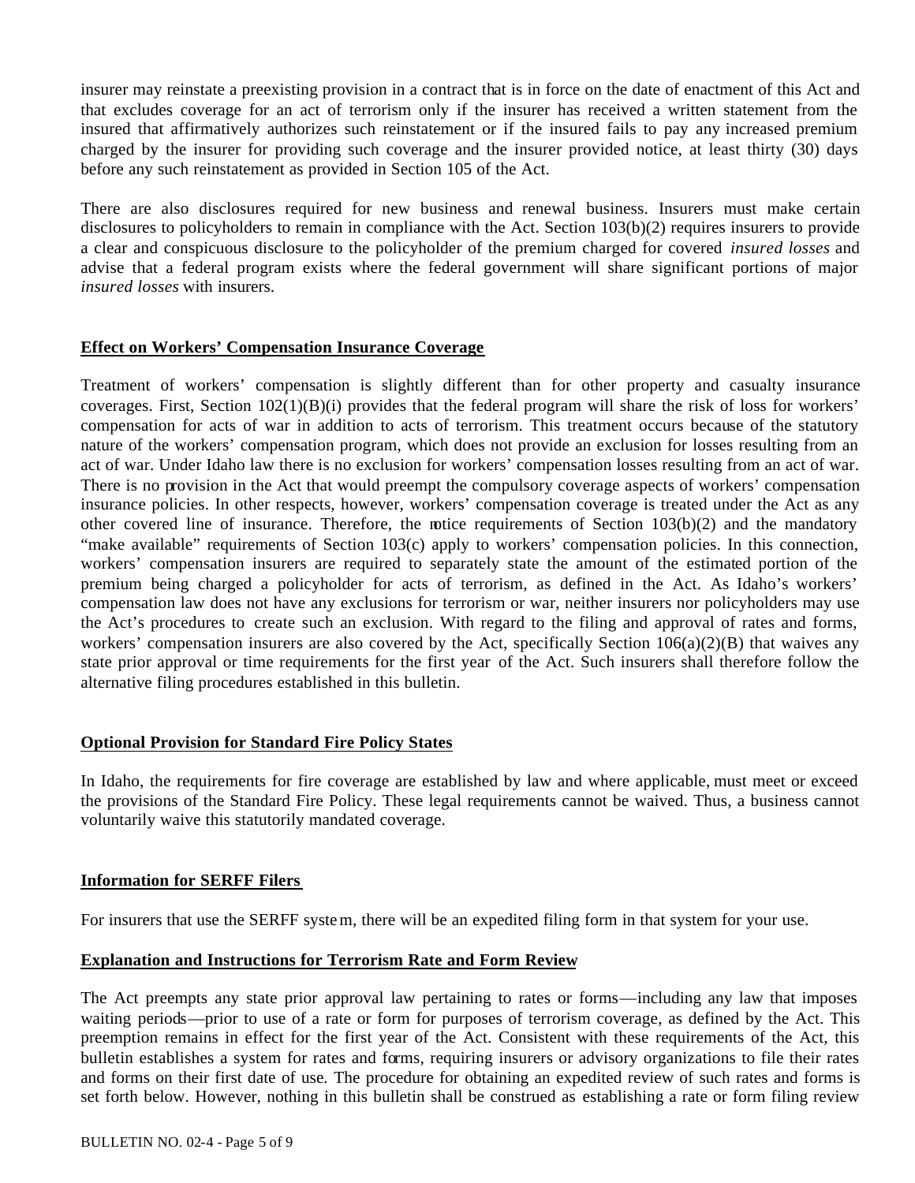insurer may reinstate a preexisting provision in a contract that is in force on the date of enactment of this Act and that excludes coverage for an act of terrorism only if the insurer has received a written statement from the insured that affirmatively authorizes such reinstatement or if the insured fails to pay any increased premium charged by the insurer for providing such coverage and the insurer provided notice, at least thirty (30) days before any such reinstatement as provided in Section 105 of the Act.

There are also disclosures required for new business and renewal business. Insurers must make certain disclosures to policyholders to remain in compliance with the Act. Section 103(b)(2) requires insurers to provide a clear and conspicuous disclosure to the policyholder of the premium charged for covered *insured losses* and advise that a federal program exists where the federal government will share significant portions of major *insured losses* with insurers.

**Effect on Workers' Compensation Insurance Coverage**

Treatment of workers' compensation is slightly different than for other property and casualty insurance coverages. First, Section 102(1)(B)(i) provides that the federal program will share the risk of loss for workers' compensation for acts of war in addition to acts of terrorism. This treatment occurs because of the statutory nature of the workers' compensation program, which does not provide an exclusion for losses resulting from an act of war. Under Idaho law there is no exclusion for workers' compensation losses resulting from an act of war. There is no provision in the Act that would preempt the compulsory coverage aspects of workers' compensation insurance policies. In other respects, however, workers' compensation coverage is treated under the Act as any other covered line of insurance. Therefore, the notice requirements of Section 103(b)(2) and the mandatory "make available" requirements of Section 103(c) apply to workers' compensation policies. In this connection, workers' compensation insurers are required to separately state the amount of the estimated portion of the premium being charged a policyholder for acts of terrorism, as defined in the Act. As Idaho's workers' compensation law does not have any exclusions for terrorism or war, neither insurers nor policyholders may use the Act's procedures to create such an exclusion. With regard to the filing and approval of rates and forms, workers' compensation insurers are also covered by the Act, specifically Section 106(a)(2)(B) that waives any state prior approval or time requirements for the first year of the Act. Such insurers shall therefore follow the alternative filing procedures established in this bulletin.

**Optional Provision for Standard Fire Policy States**

In Idaho, the requirements for fire coverage are established by law and where applicable, must meet or exceed the provisions of the Standard Fire Policy. These legal requirements cannot be waived. Thus, a business cannot voluntarily waive this statutorily mandated coverage.

**Information for SERFF Filers**

For insurers that use the SERFF system, there will be an expedited filing form in that system for your use.

**Explanation and Instructions for Terrorism Rate and Form Review**

The Act preempts any state prior approval law pertaining to rates or forms—including any law that imposes waiting periods—prior to use of a rate or form for purposes of terrorism coverage, as defined by the Act. This preemption remains in effect for the first year of the Act. Consistent with these requirements of the Act, this bulletin establishes a system for rates and forms, requiring insurers or advisory organizations to file their rates and forms on their first date of use. The procedure for obtaining an expedited review of such rates and forms is set forth below. However, nothing in this bulletin shall be construed as establishing a rate or form filing review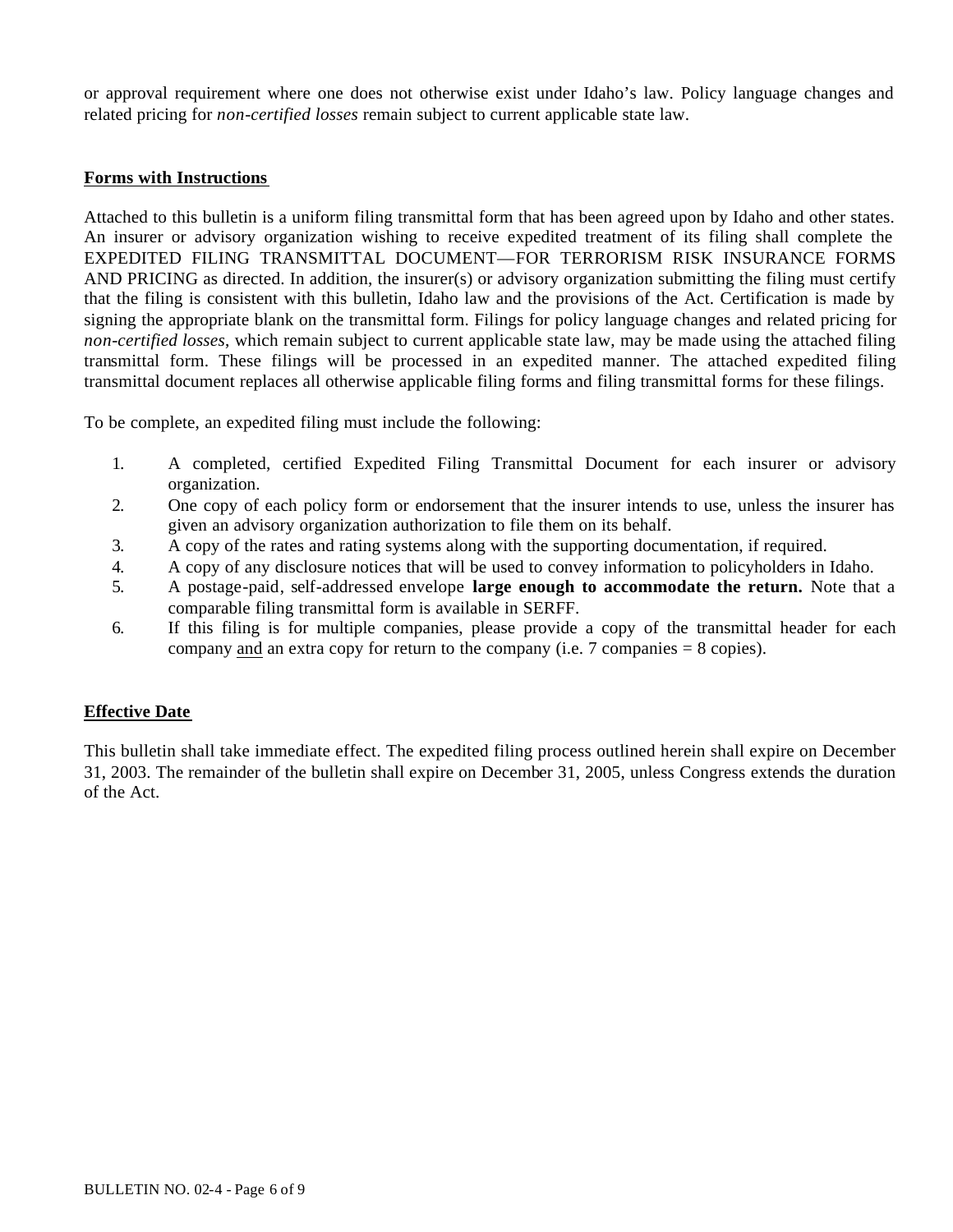or approval requirement where one does not otherwise exist under Idaho's law. Policy language changes and related pricing for *non-certified losses* remain subject to current applicable state law.

## Forms with Instructions

Attached to this bulletin is a uniform filing transmittal form that has been agreed upon by Idaho and other states. An insurer or advisory organization wishing to receive expedited treatment of its filing shall complete the EXPEDITED FILING TRANSMITTAL DOCUMENT—FOR TERRORISM RISK INSURANCE FORMS AND PRICING as directed. In addition, the insurer(s) or advisory organization submitting the filing must certify that the filing is consistent with this bulletin, Idaho law and the provisions of the Act. Certification is made by signing the appropriate blank on the transmittal form. Filings for policy language changes and related pricing for *non-certified losses*, which remain subject to current applicable state law, may be made using the attached filing transmittal form. These filings will be processed in an expedited manner. The attached expedited filing transmittal document replaces all otherwise applicable filing forms and filing transmittal forms for these filings.

To be complete, an expedited filing must include the following:

1. A completed, certified Expedited Filing Transmittal Document for each insurer or advisory organization.
2. One copy of each policy form or endorsement that the insurer intends to use, unless the insurer has given an advisory organization authorization to file them on its behalf.
3. A copy of the rates and rating systems along with the supporting documentation, if required.
4. A copy of any disclosure notices that will be used to convey information to policyholders in Idaho.
5. A postage-paid, self-addressed envelope **large enough to accommodate the return.** Note that a comparable filing transmittal form is available in SERFF.
6. If this filing is for multiple companies, please provide a copy of the transmittal header for each company and an extra copy for return to the company (i.e. 7 companies = 8 copies).

## Effective Date

This bulletin shall take immediate effect. The expedited filing process outlined herein shall expire on December 31, 2003. The remainder of the bulletin shall expire on December 31, 2005, unless Congress extends the duration of the Act.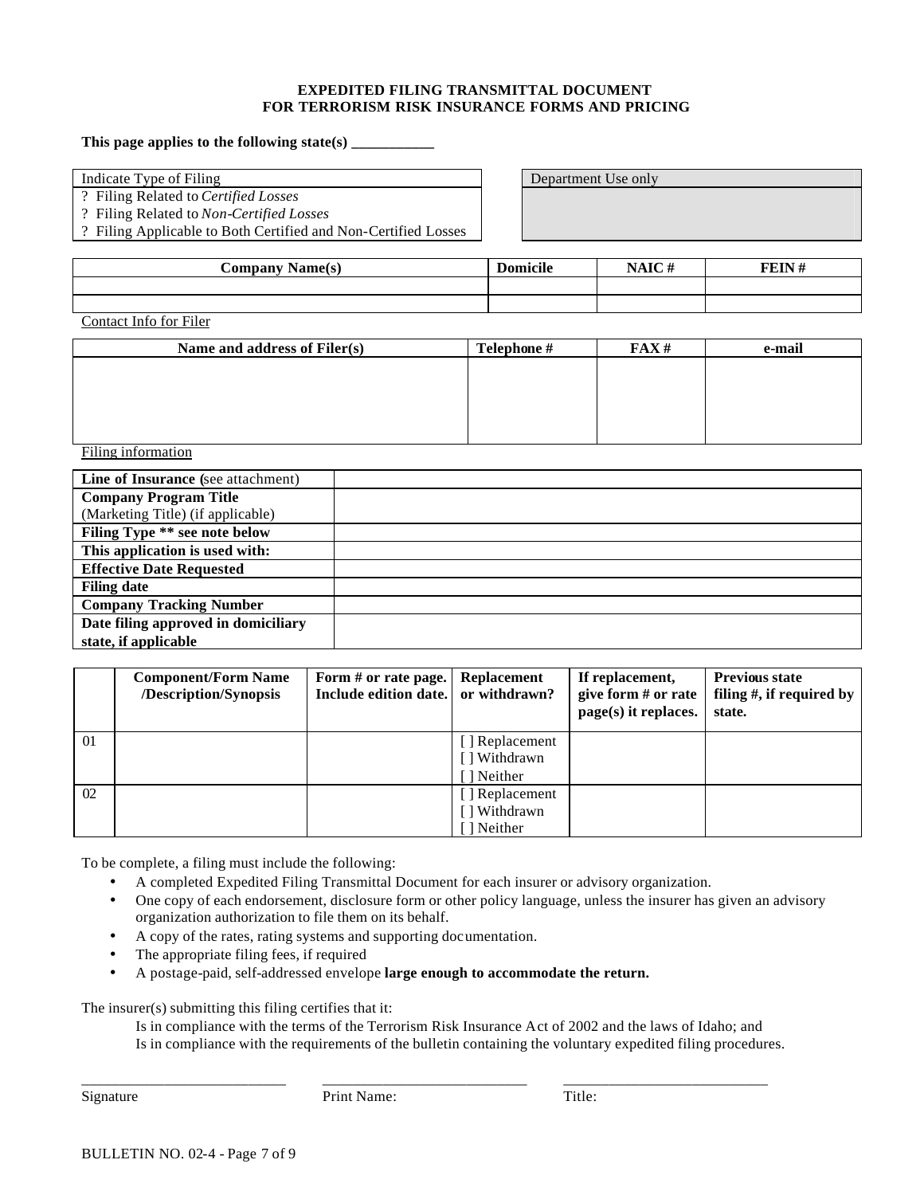**EXPEDITED FILING TRANSMITTAL DOCUMENT**
**FOR TERRORISM RISK INSURANCE FORMS AND PRICING**

**This page applies to the following state(s) \_\_\_\_\_\_\_\_\_\_\_**

| Indicate Type of Filing |
|---|
| ? Filing Related to *Certified Losses* |
| ? Filing Related to *Non-Certified Losses* |
| ? Filing Applicable to Both Certified and Non-Certified Losses |

| Department Use only |
|---|
| |

| Company Name(s) | Domicile | NAIC # | FEIN # |
|---|---|---|---|
| | | | |
| | | | |

Contact Info for Filer

| Name and address of Filer(s) | Telephone # | FAX # | e-mail |
|---|---|---|---|
| | | | |

Filing information

| | |
|---|---|
| **Line of Insurance (**see attachment) | |
| **Company Program Title** (Marketing Title) (if applicable) | |
| **Filing Type \*\* see note below** | |
| **This application is used with:** | |
| **Effective Date Requested** | |
| **Filing date** | |
| **Company Tracking Number** | |
| **Date filing approved in domiciliary state, if applicable** | |

| | Component/Form Name /Description/Synopsis | Form # or rate page. Include edition date. | Replacement or withdrawn? | If replacement, give form # or rate page(s) it replaces. | Previous state filing #, if required by state. |
|---|---|---|---|---|---|
| 01 | | | [ ] Replacement [ ] Withdrawn [ ] Neither | | |
| 02 | | | [ ] Replacement [ ] Withdrawn [ ] Neither | | |

To be complete, a filing must include the following:

- A completed Expedited Filing Transmittal Document for each insurer or advisory organization.
- One copy of each endorsement, disclosure form or other policy language, unless the insurer has given an advisory organization authorization to file them on its behalf.
- A copy of the rates, rating systems and supporting documentation.
- The appropriate filing fees, if required
- A postage-paid, self-addressed envelope **large enough to accommodate the return.**

The insurer(s) submitting this filing certifies that it:

Is in compliance with the terms of the Terrorism Risk Insurance Act of 2002 and the laws of Idaho; and
Is in compliance with the requirements of the bulletin containing the voluntary expedited filing procedures.

\_\_\_\_\_\_\_\_\_\_\_\_\_\_\_\_\_\_\_\_\_\_\_\_\_\_\_ \_\_\_\_\_\_\_\_\_\_\_\_\_\_\_\_\_\_\_\_\_\_\_\_\_\_\_ \_\_\_\_\_\_\_\_\_\_\_\_\_\_\_\_\_\_\_\_\_\_\_\_\_\_\_
Signature Print Name: Title: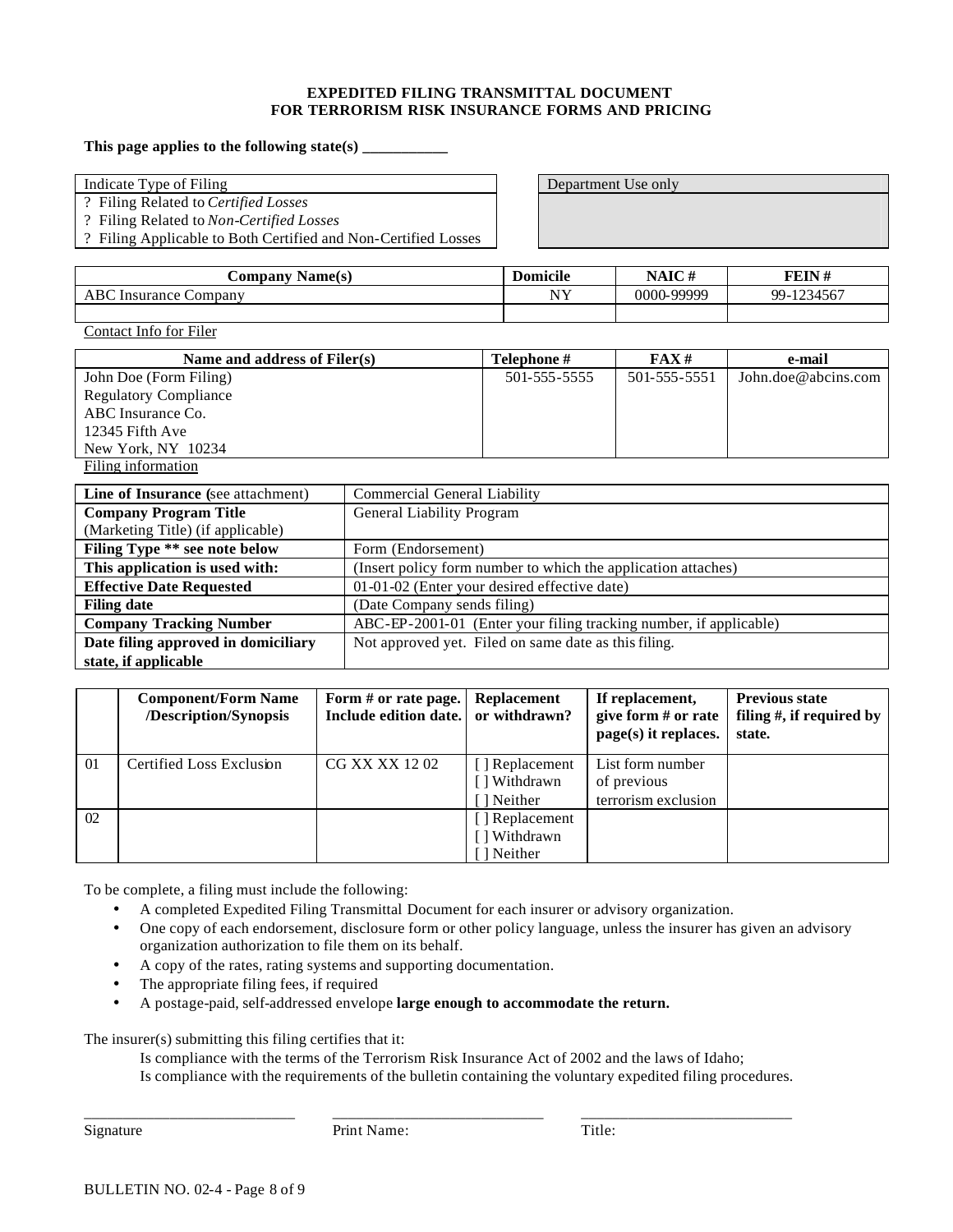**EXPEDITED FILING TRANSMITTAL DOCUMENT**
**FOR TERRORISM RISK INSURANCE FORMS AND PRICING**

**This page applies to the following state(s) ___________**

| Indicate Type of Filing |
|---|
| ? Filing Related to *Certified Losses* |
| ? Filing Related to *Non-Certified Losses* |
| ? Filing Applicable to Both Certified and Non-Certified Losses |

| Department Use only |
|---|
| |

| Company Name(s) | Domicile | NAIC # | FEIN # |
|---|---|---|---|
| ABC Insurance Company | NY | 0000-99999 | 99-1234567 |
| | | | |

Contact Info for Filer

| Name and address of Filer(s) | Telephone # | FAX # | e-mail |
|---|---|---|---|
| John Doe (Form Filing)<br>Regulatory Compliance<br>ABC Insurance Co.<br>12345 Fifth Ave<br>New York, NY 10234 | 501-555-5555 | 501-555-5551 | John.doe@abcins.com |

Filing information

| | |
|---|---|
| **Line of Insurance** (see attachment) | Commercial General Liability |
| **Company Program Title** (Marketing Title) (if applicable) | General Liability Program |
| **Filing Type \*\* see note below** | Form (Endorsement) |
| **This application is used with:** | (Insert policy form number to which the application attaches) |
| **Effective Date Requested** | 01-01-02 (Enter your desired effective date) |
| **Filing date** | (Date Company sends filing) |
| **Company Tracking Number** | ABC-EP-2001-01 (Enter your filing tracking number, if applicable) |
| **Date filing approved in domiciliary state, if applicable** | Not approved yet. Filed on same date as this filing. |

| | Component/Form Name /Description/Synopsis | Form # or rate page. Include edition date. | Replacement or withdrawn? | If replacement, give form # or rate page(s) it replaces. | Previous state filing #, if required by state. |
|---|---|---|---|---|---|
| 01 | Certified Loss Exclusion | CG XX XX 12 02 | [ ] Replacement<br>[ ] Withdrawn<br>[ ] Neither | List form number of previous terrorism exclusion | |
| 02 | | | [ ] Replacement<br>[ ] Withdrawn<br>[ ] Neither | | |

To be complete, a filing must include the following:

- A completed Expedited Filing Transmittal Document for each insurer or advisory organization.
- One copy of each endorsement, disclosure form or other policy language, unless the insurer has given an advisory organization authorization to file them on its behalf.
- A copy of the rates, rating systems and supporting documentation.
- The appropriate filing fees, if required
- A postage-paid, self-addressed envelope **large enough to accommodate the return.**

The insurer(s) submitting this filing certifies that it:

Is compliance with the terms of the Terrorism Risk Insurance Act of 2002 and the laws of Idaho;
Is compliance with the requirements of the bulletin containing the voluntary expedited filing procedures.

____________________________ ____________________________ ____________________________
Signature Print Name: Title:

BULLETIN NO. 02-4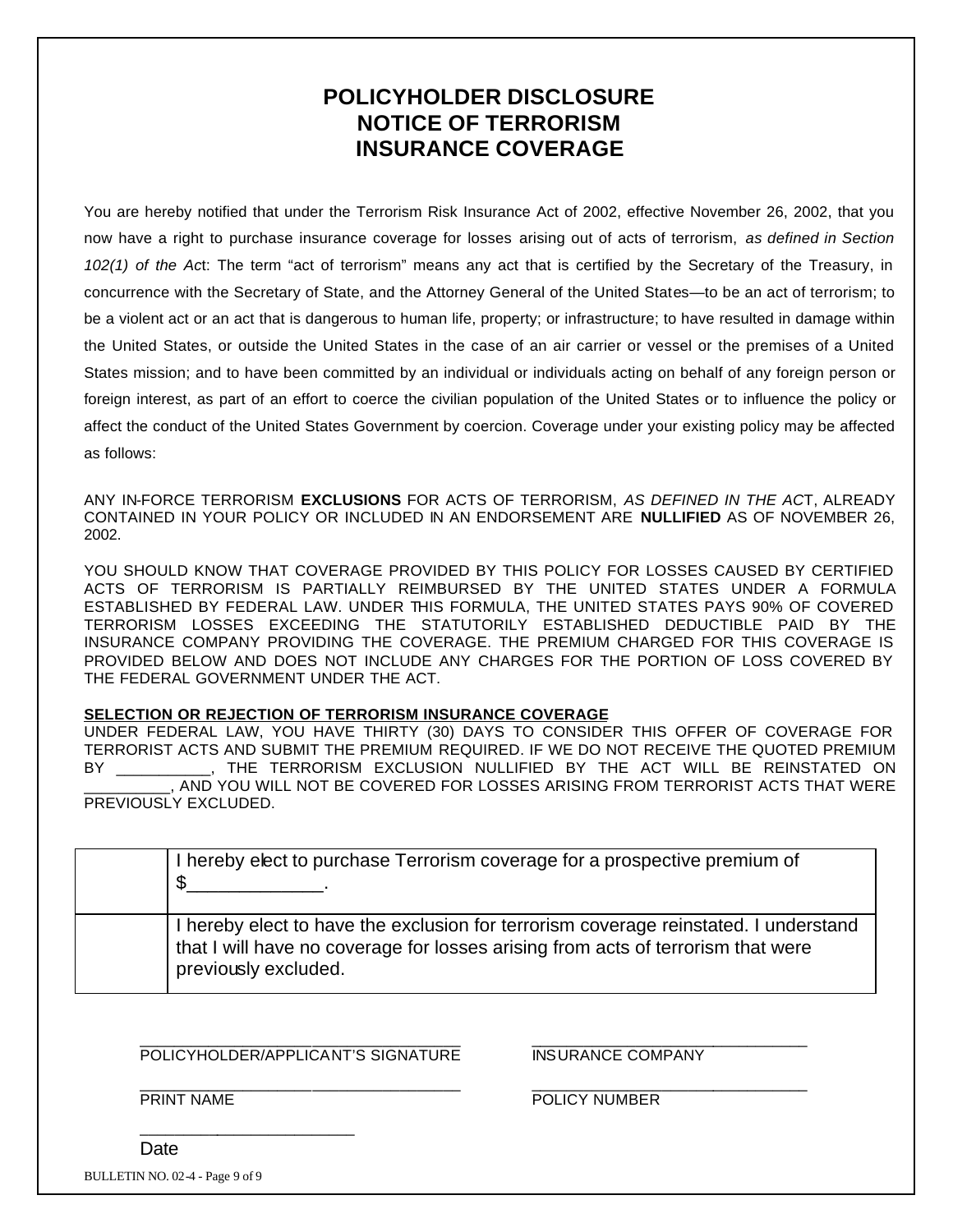# POLICYHOLDER DISCLOSURE
# NOTICE OF TERRORISM
# INSURANCE COVERAGE

You are hereby notified that under the Terrorism Risk Insurance Act of 2002, effective November 26, 2002, that you now have a right to purchase insurance coverage for losses arising out of acts of terrorism, *as defined in Section 102(1) of the Act*: The term "act of terrorism" means any act that is certified by the Secretary of the Treasury, in concurrence with the Secretary of State, and the Attorney General of the United States—to be an act of terrorism; to be a violent act or an act that is dangerous to human life, property; or infrastructure; to have resulted in damage within the United States, or outside the United States in the case of an air carrier or vessel or the premises of a United States mission; and to have been committed by an individual or individuals acting on behalf of any foreign person or foreign interest, as part of an effort to coerce the civilian population of the United States or to influence the policy or affect the conduct of the United States Government by coercion. Coverage under your existing policy may be affected as follows:

ANY IN-FORCE TERRORISM **EXCLUSIONS** FOR ACTS OF TERRORISM, *AS DEFINED IN THE ACT*, ALREADY CONTAINED IN YOUR POLICY OR INCLUDED IN AN ENDORSEMENT ARE **NULLIFIED** AS OF NOVEMBER 26, 2002.

YOU SHOULD KNOW THAT COVERAGE PROVIDED BY THIS POLICY FOR LOSSES CAUSED BY CERTIFIED ACTS OF TERRORISM IS PARTIALLY REIMBURSED BY THE UNITED STATES UNDER A FORMULA ESTABLISHED BY FEDERAL LAW. UNDER THIS FORMULA, THE UNITED STATES PAYS 90% OF COVERED TERRORISM LOSSES EXCEEDING THE STATUTORILY ESTABLISHED DEDUCTIBLE PAID BY THE INSURANCE COMPANY PROVIDING THE COVERAGE. THE PREMIUM CHARGED FOR THIS COVERAGE IS PROVIDED BELOW AND DOES NOT INCLUDE ANY CHARGES FOR THE PORTION OF LOSS COVERED BY THE FEDERAL GOVERNMENT UNDER THE ACT.

**SELECTION OR REJECTION OF TERRORISM INSURANCE COVERAGE**

UNDER FEDERAL LAW, YOU HAVE THIRTY (30) DAYS TO CONSIDER THIS OFFER OF COVERAGE FOR TERRORIST ACTS AND SUBMIT THE PREMIUM REQUIRED. IF WE DO NOT RECEIVE THE QUOTED PREMIUM BY ___________, THE TERRORISM EXCLUSION NULLIFIED BY THE ACT WILL BE REINSTATED ON __________, AND YOU WILL NOT BE COVERED FOR LOSSES ARISING FROM TERRORIST ACTS THAT WERE PREVIOUSLY EXCLUDED.

| | |
|---|---|
| | I hereby elect to purchase Terrorism coverage for a prospective premium of $_____________. |
| | I hereby elect to have the exclusion for terrorism coverage reinstated. I understand that I will have no coverage for losses arising from acts of terrorism that were previously excluded. |

___________________________________
POLICYHOLDER/APPLICANT'S SIGNATURE

___________________________________
INSURANCE COMPANY

___________________________________
PRINT NAME

___________________________________
POLICY NUMBER

________________________
Date

BULLETIN NO. 02-4